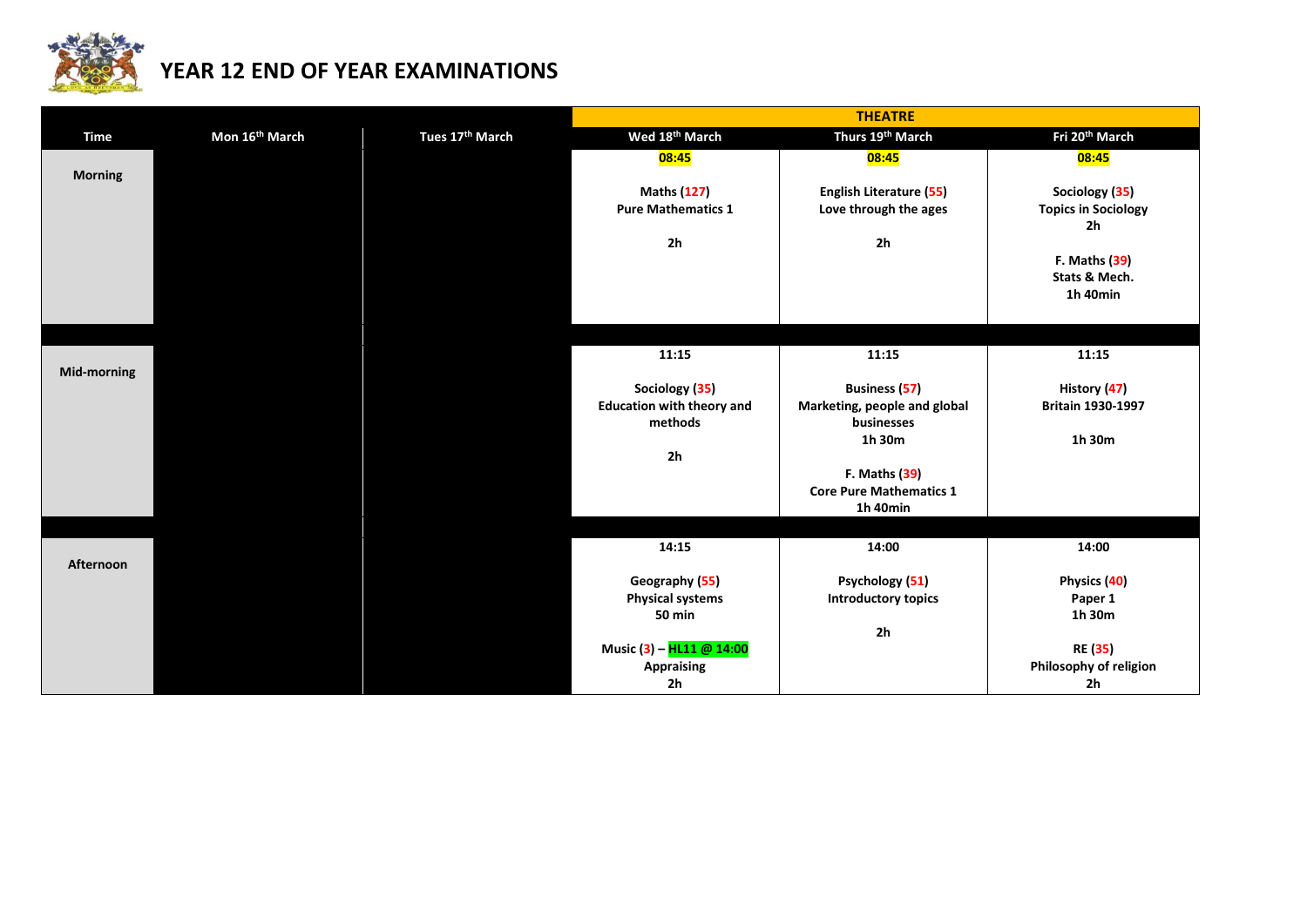# YEAR 12 END OF YEAR EXAMINATIONS

| Time | Mon 16th March | Tues 17th March | Wed 18th March (THEATRE) | Thurs 19th March (THEATRE) | Fri 20th March (THEATRE) |
|---|---|---|---|---|---|
| Morning | | | 08:45<br><br>Maths (127)<br>Pure Mathematics 1<br><br>2h | 08:45<br><br>English Literature (55)<br>Love through the ages<br><br>2h | 08:45<br><br>Sociology (35)<br>Topics in Sociology<br>2h<br><br>F. Maths (39)<br>Stats & Mech.<br>1h 40min |
| Mid-morning | | | 11:15<br><br>Sociology (35)<br>Education with theory and methods<br><br>2h | 11:15<br><br>Business (57)<br>Marketing, people and global businesses<br>1h 30m<br><br>F. Maths (39)<br>Core Pure Mathematics 1<br>1h 40min | 11:15<br><br>History (47)<br>Britain 1930-1997<br><br>1h 30m |
| Afternoon | | | 14:15<br><br>Geography (55)<br>Physical systems<br>50 min<br><br>Music (3) – HL11 @ 14:00<br>Appraising<br>2h | 14:00<br><br>Psychology (51)<br>Introductory topics<br><br>2h | 14:00<br><br>Physics (40)<br>Paper 1<br>1h 30m<br><br>RE (35)<br>Philosophy of religion<br>2h |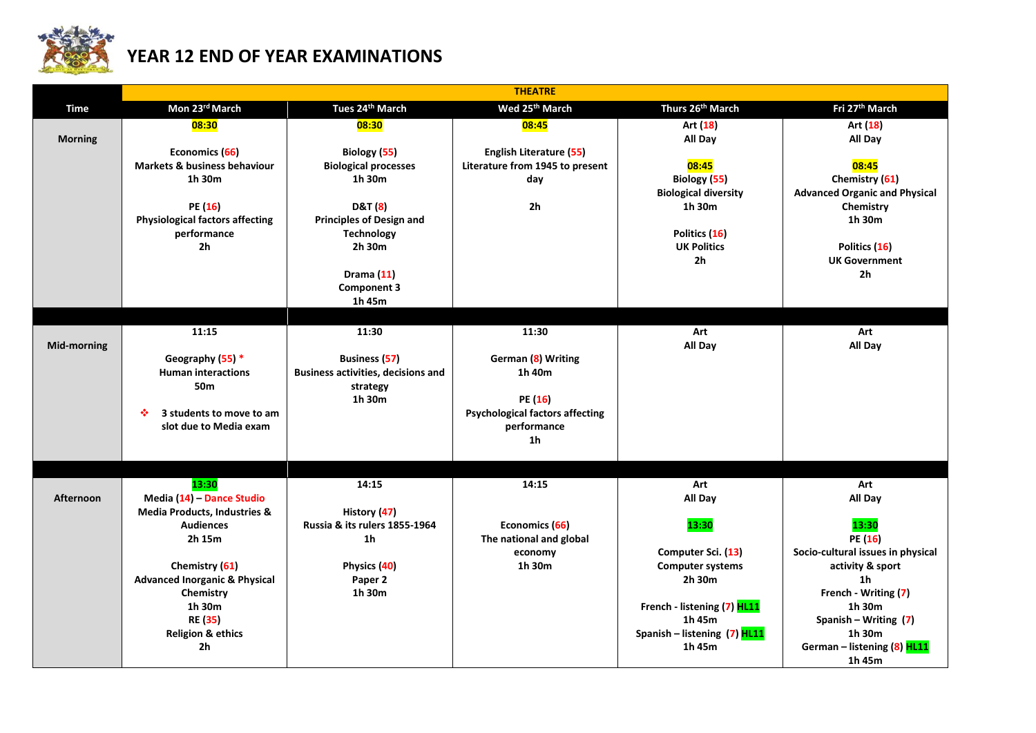# YEAR 12 END OF YEAR EXAMINATIONS

| | THEATRE | | | | |
|---|---|---|---|---|---|
| **Time** | **Mon 23rd March** | **Tues 24th March** | **Wed 25th March** | **Thurs 26th March** | **Fri 27th March** |
| **Morning** | **08:30**<br><br>**Economics (66)**<br>**Markets & business behaviour**<br>**1h 30m**<br><br>**PE (16)**<br>**Physiological factors affecting performance**<br>**2h** | **08:30**<br><br>**Biology (55)**<br>**Biological processes**<br>**1h 30m**<br><br>**D&T (8)**<br>**Principles of Design and Technology**<br>**2h 30m**<br><br>**Drama (11)**<br>**Component 3**<br>**1h 45m** | **08:45**<br><br>**English Literature (55)**<br>**Literature from 1945 to present day**<br><br>**2h** | **Art (18)**<br>**All Day**<br><br>**08:45**<br>**Biology (55)**<br>**Biological diversity**<br>**1h 30m**<br><br>**Politics (16)**<br>**UK Politics**<br>**2h** | **Art (18)**<br>**All Day**<br><br>**08:45**<br>**Chemistry (61)**<br>**Advanced Organic and Physical Chemistry**<br>**1h 30m**<br><br>**Politics (16)**<br>**UK Government**<br>**2h** |
| **Mid-morning** | **11:15**<br><br>**Geography (55) ***<br>**Human interactions**<br>**50m**<br><br>❖ **3 students to move to am slot due to Media exam** | **11:30**<br><br>**Business (57)**<br>**Business activities, decisions and strategy**<br>**1h 30m** | **11:30**<br><br>**German (8) Writing**<br>**1h 40m**<br><br>**PE (16)**<br>**Psychological factors affecting performance**<br>**1h** | **Art**<br>**All Day** | **Art**<br>**All Day** |
| **Afternoon** | **13:30**<br>**Media (14) – Dance Studio**<br>**Media Products, Industries & Audiences**<br>**2h 15m**<br><br>**Chemistry (61)**<br>**Advanced Inorganic & Physical Chemistry**<br>**1h 30m**<br>**RE (35)**<br>**Religion & ethics**<br>**2h** | **14:15**<br><br>**History (47)**<br>**Russia & its rulers 1855-1964**<br>**1h**<br><br>**Physics (40)**<br>**Paper 2**<br>**1h 30m** | **14:15**<br><br>**Economics (66)**<br>**The national and global economy**<br>**1h 30m** | **Art**<br>**All Day**<br><br>**13:30**<br><br>**Computer Sci. (13)**<br>**Computer systems**<br>**2h 30m**<br><br>**French - listening (7) HL11**<br>**1h 45m**<br>**Spanish – listening (7) HL11**<br>**1h 45m** | **Art**<br>**All Day**<br><br>**13:30**<br>**PE (16)**<br>**Socio-cultural issues in physical activity & sport**<br>**1h**<br>**French - Writing (7)**<br>**1h 30m**<br>**Spanish – Writing (7)**<br>**1h 30m**<br>**German – listening (8) HL11**<br>**1h 45m** |